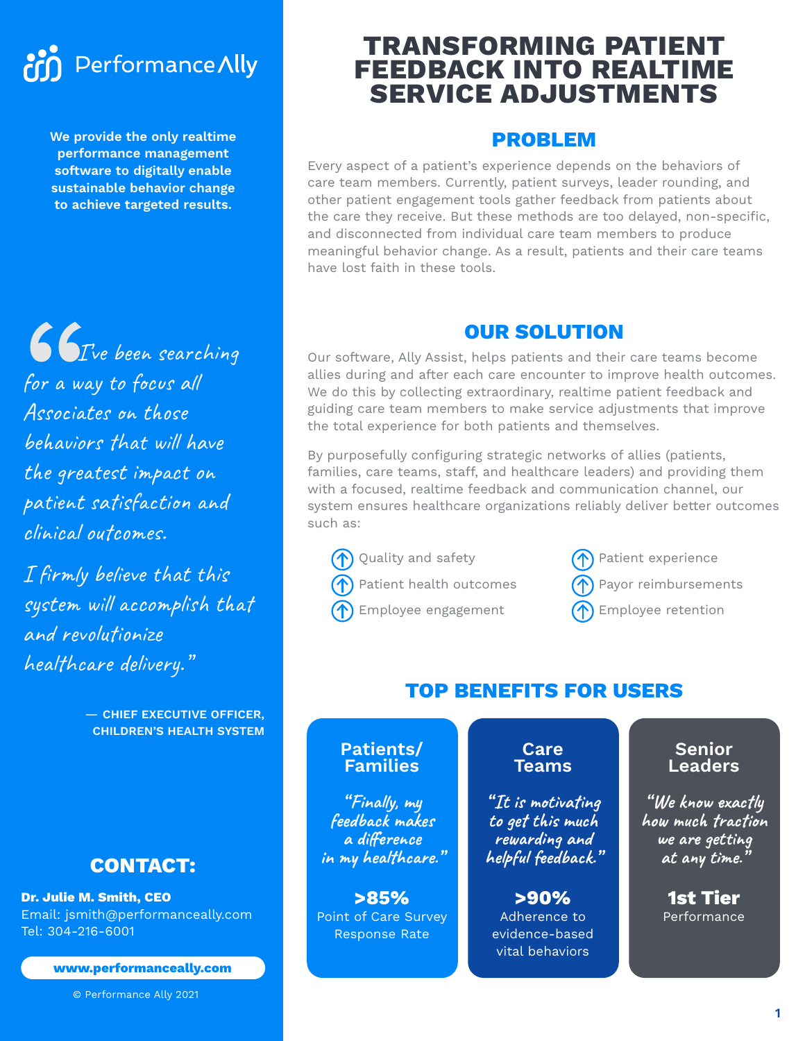PerformanceAlly

**We provide the only realtime performance management software to digitally enable sustainable behavior change to achieve targeted results.**

*"I've been searching for a way to focus all Associates on those behaviors that will have the greatest impact on patient satisfaction and clinical outcomes.*

*I firmly believe that this system will accomplish that and revolutionize healthcare delivery."*

**— CHIEF EXECUTIVE OFFICER, CHILDREN'S HEALTH SYSTEM**

## CONTACT:

**Dr. Julie M. Smith, CEO**
Email: jsmith@performanceally.com
Tel: 304-216-6001

**www.performanceally.com**

© Performance Ally 2021

# TRANSFORMING PATIENT FEEDBACK INTO REALTIME SERVICE ADJUSTMENTS

## PROBLEM

Every aspect of a patient's experience depends on the behaviors of care team members. Currently, patient surveys, leader rounding, and other patient engagement tools gather feedback from patients about the care they receive. But these methods are too delayed, non-specific, and disconnected from individual care team members to produce meaningful behavior change. As a result, patients and their care teams have lost faith in these tools.

## OUR SOLUTION

Our software, Ally Assist, helps patients and their care teams become allies during and after each care encounter to improve health outcomes. We do this by collecting extraordinary, realtime patient feedback and guiding care team members to make service adjustments that improve the total experience for both patients and themselves.

By purposefully configuring strategic networks of allies (patients, families, care teams, staff, and healthcare leaders) and providing them with a focused, realtime feedback and communication channel, our system ensures healthcare organizations reliably deliver better outcomes such as:

- Quality and safety
- Patient health outcomes
- Employee engagement
- Patient experience
- Payor reimbursements
- Employee retention

## TOP BENEFITS FOR USERS

### Patients/ Families

*"Finally, my feedback makes a difference in my healthcare."*

**>85%**
Point of Care Survey Response Rate

### Care Teams

*"It is motivating to get this much rewarding and helpful feedback."*

**>90%**
Adherence to evidence-based vital behaviors

### Senior Leaders

*"We know exactly how much traction we are getting at any time."*

**1st Tier**
Performance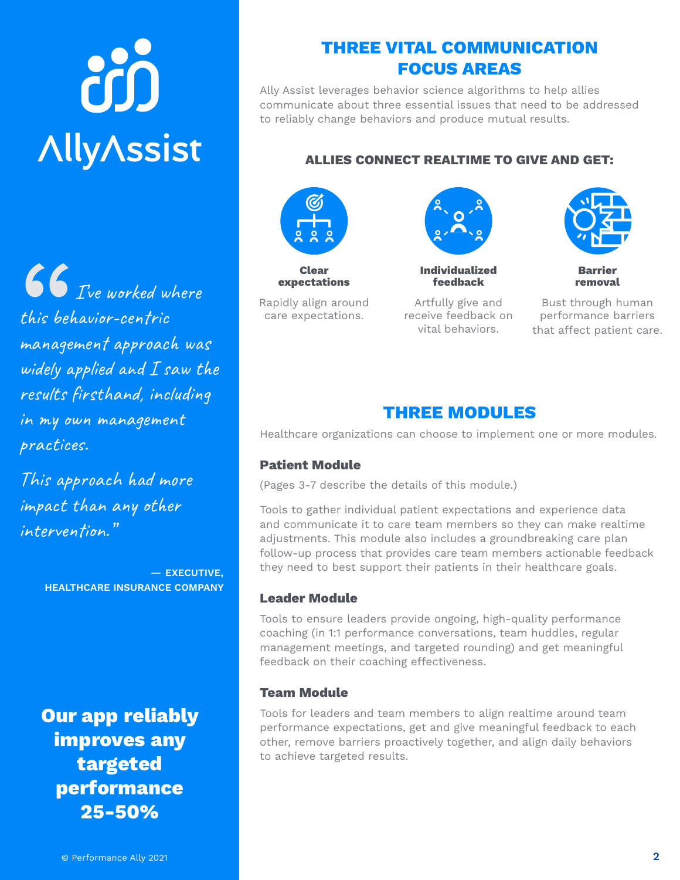AllyAssist

> "I've worked where this behavior-centric management approach was widely applied and I saw the results firsthand, including in my own management practices.
>
> This approach had more impact than any other intervention."
>
> — EXECUTIVE, HEALTHCARE INSURANCE COMPANY

**Our app reliably improves any targeted performance 25-50%**

© Performance Ally 2021

## THREE VITAL COMMUNICATION FOCUS AREAS

Ally Assist leverages behavior science algorithms to help allies communicate about three essential issues that need to be addressed to reliably change behaviors and produce mutual results.

### ALLIES CONNECT REALTIME TO GIVE AND GET:

**Clear expectations**

Rapidly align around care expectations.

**Individualized feedback**

Artfully give and receive feedback on vital behaviors.

**Barrier removal**

Bust through human performance barriers that affect patient care.

## THREE MODULES

Healthcare organizations can choose to implement one or more modules.

### Patient Module

(Pages 3-7 describe the details of this module.)

Tools to gather individual patient expectations and experience data and communicate it to care team members so they can make realtime adjustments. This module also includes a groundbreaking care plan follow-up process that provides care team members actionable feedback they need to best support their patients in their healthcare goals.

### Leader Module

Tools to ensure leaders provide ongoing, high-quality performance coaching (in 1:1 performance conversations, team huddles, regular management meetings, and targeted rounding) and get meaningful feedback on their coaching effectiveness.

### Team Module

Tools for leaders and team members to align realtime around team performance expectations, get and give meaningful feedback to each other, remove barriers proactively together, and align daily behaviors to achieve targeted results.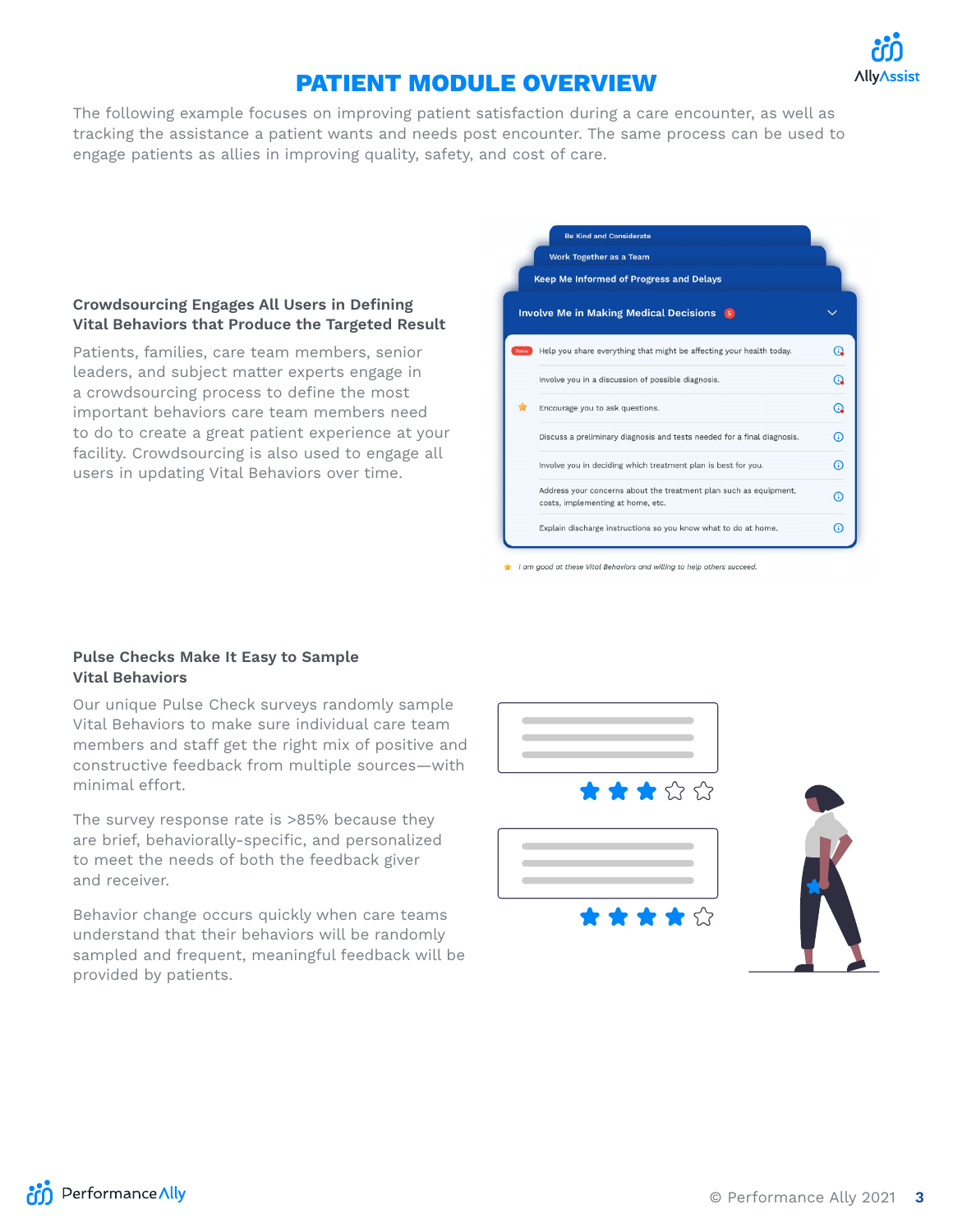# PATIENT MODULE OVERVIEW

The following example focuses on improving patient satisfaction during a care encounter, as well as tracking the assistance a patient wants and needs post encounter. The same process can be used to engage patients as allies in improving quality, safety, and cost of care.

### Crowdsourcing Engages All Users in Defining Vital Behaviors that Produce the Targeted Result

Patients, families, care team members, senior leaders, and subject matter experts engage in a crowdsourcing process to define the most important behaviors care team members need to do to create a great patient experience at your facility. Crowdsourcing is also used to engage all users in updating Vital Behaviors over time.

- Be Kind and Considerate
- Work Together as a Team
- Keep Me Informed of Progress and Delays
- Involve Me in Making Medical Decisions 5
  - New Help you share everything that might be affecting your health today.
  - Involve you in a discussion of possible diagnosis.
  - ★ Encourage you to ask questions.
  - Discuss a preliminary diagnosis and tests needed for a final diagnosis.
  - Involve you in deciding which treatment plan is best for you.
  - Address your concerns about the treatment plan such as equipment, costs, implementing at home, etc.
  - Explain discharge instructions so you know what to do at home.

★ *I am good at these Vital Behaviors and willing to help others succeed.*

### Pulse Checks Make It Easy to Sample Vital Behaviors

Our unique Pulse Check surveys randomly sample Vital Behaviors to make sure individual care team members and staff get the right mix of positive and constructive feedback from multiple sources—with minimal effort.

The survey response rate is >85% because they are brief, behaviorally-specific, and personalized to meet the needs of both the feedback giver and receiver.

Behavior change occurs quickly when care teams understand that their behaviors will be randomly sampled and frequent, meaningful feedback will be provided by patients.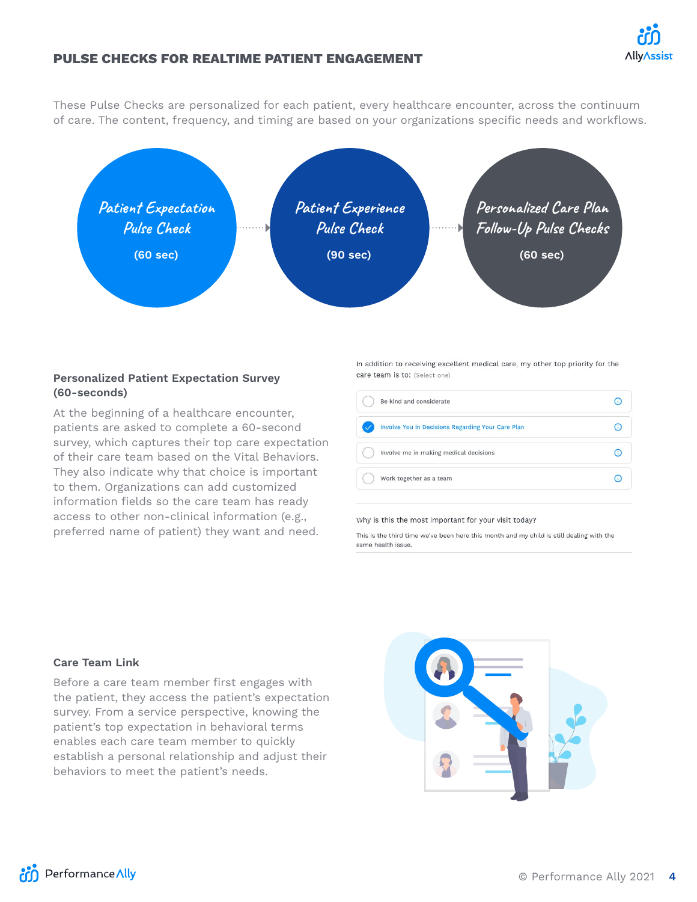# PULSE CHECKS FOR REALTIME PATIENT ENGAGEMENT

These Pulse Checks are personalized for each patient, every healthcare encounter, across the continuum of care. The content, frequency, and timing are based on your organizations specific needs and workflows.

*Patient Expectation Pulse Check* **(60 sec)** → *Patient Experience Pulse Check* **(90 sec)** → *Personalized Care Plan Follow-Up Pulse Checks* **(60 sec)**

### Personalized Patient Expectation Survey (60-seconds)

At the beginning of a healthcare encounter, patients are asked to complete a 60-second survey, which captures their top care expectation of their care team based on the Vital Behaviors. They also indicate why that choice is important to them. Organizations can add customized information fields so the care team has ready access to other non-clinical information (e.g., preferred name of patient) they want and need.

In addition to receiving excellent medical care, my other top priority for the care team is to: (Select one)

- ○ Be kind and considerate
- ✓ Involve You in Decisions Regarding Your Care Plan
- ○ Involve me in making medical decisions
- ○ Work together as a team

Why is this the most important for your visit today?

This is the third time we've been here this month and my child is still dealing with the same health issue.

### Care Team Link

Before a care team member first engages with the patient, they access the patient's expectation survey. From a service perspective, knowing the patient's top expectation in behavioral terms enables each care team member to quickly establish a personal relationship and adjust their behaviors to meet the patient's needs.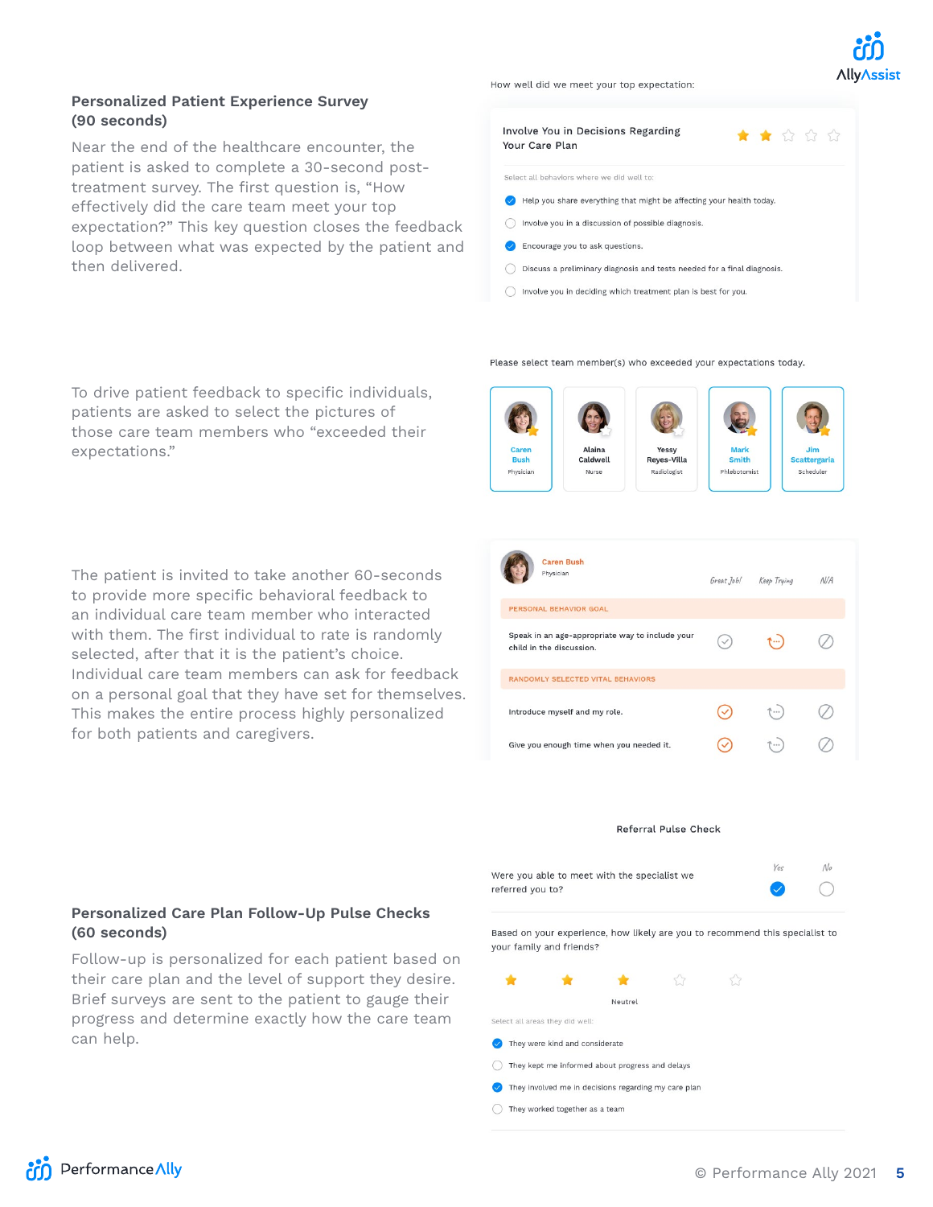## Personalized Patient Experience Survey (90 seconds)

Near the end of the healthcare encounter, the patient is asked to complete a 30-second post-treatment survey. The first question is, "How effectively did the care team meet your top expectation?" This key question closes the feedback loop between what was expected by the patient and then delivered.

How well did we meet your top expectation:

**Involve You in Decisions Regarding Your Care Plan**

Select all behaviors where we did well to:

- [x] Help you share everything that might be affecting your health today.
- [ ] Involve you in a discussion of possible diagnosis.
- [x] Encourage you to ask questions.
- [ ] Discuss a preliminary diagnosis and tests needed for a final diagnosis.
- [ ] Involve you in deciding which treatment plan is best for you.

To drive patient feedback to specific individuals, patients are asked to select the pictures of those care team members who "exceeded their expectations."

Please select team member(s) who exceeded your expectations today.

- Caren Bush – Physician
- Alaina Caldwell – Nurse
- Yessy Reyes-Villa – Radiologist
- Mark Smith – Phlebotomist
- Jim Scattergaria – Scheduler

The patient is invited to take another 60-seconds to provide more specific behavioral feedback to an individual care team member who interacted with them. The first individual to rate is randomly selected, after that it is the patient's choice. Individual care team members can ask for feedback on a personal goal that they have set for themselves. This makes the entire process highly personalized for both patients and caregivers.

Caren Bush – Physician

| | Great Job! | Keep Trying | N/A |
|---|---|---|---|
| **PERSONAL BEHAVIOR GOAL** | | | |
| Speak in an age-appropriate way to include your child in the discussion. | | ✓ | |
| **RANDOMLY SELECTED VITAL BEHAVIORS** | | | |
| Introduce myself and my role. | ✓ | | |
| Give you enough time when you needed it. | ✓ | | |

## Personalized Care Plan Follow-Up Pulse Checks (60 seconds)

Follow-up is personalized for each patient based on their care plan and the level of support they desire. Brief surveys are sent to the patient to gauge their progress and determine exactly how the care team can help.

**Referral Pulse Check**

| | Yes | No |
|---|---|---|
| Were you able to meet with the specialist we referred you to? | ✓ | |

Based on your experience, how likely are you to recommend this specialist to your family and friends?

Neutral

Select all areas they did well:

- [x] They were kind and considerate
- [ ] They kept me informed about progress and delays
- [x] They involved me in decisions regarding my care plan
- [ ] They worked together as a team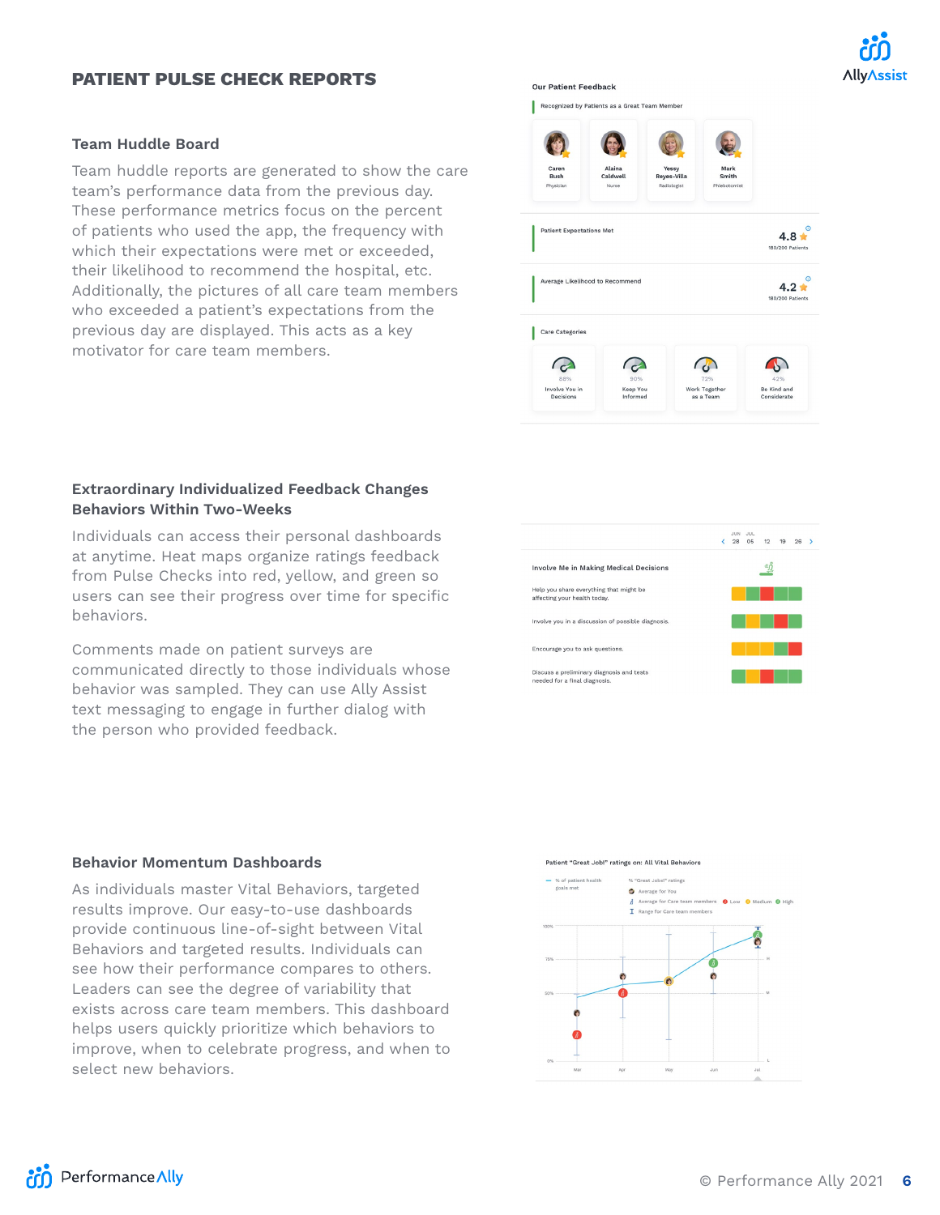# PATIENT PULSE CHECK REPORTS

### Team Huddle Board

Team huddle reports are generated to show the care team's performance data from the previous day. These performance metrics focus on the percent of patients who used the app, the frequency with which their expectations were met or exceeded, their likelihood to recommend the hospital, etc. Additionally, the pictures of all care team members who exceeded a patient's expectations from the previous day are displayed. This acts as a key motivator for care team members.

Our Patient Feedback

Recognized by Patients as a Great Team Member

Caren Bush — Physician
Alaina Caldwell — Nurse
Yessy Reyes-Villa — Radiologist
Mark Smith — Phlebotomist

Patient Expectations Met — 4.8 — 180/200 Patients

Average Likelihood to Recommend — 4.2 — 180/200 Patients

Care Categories

- 88% Involve You in Decisions
- 90% Keep You Informed
- 72% Work Together as a Team
- 42% Be Kind and Considerate

### Extraordinary Individualized Feedback Changes Behaviors Within Two-Weeks

Individuals can access their personal dashboards at anytime. Heat maps organize ratings feedback from Pulse Checks into red, yellow, and green so users can see their progress over time for specific behaviors.

Comments made on patient surveys are communicated directly to those individuals whose behavior was sampled. They can use Ally Assist text messaging to engage in further dialog with the person who provided feedback.

JUN 28 | JUL 05 | 12 | 19 | 26

Involve Me in Making Medical Decisions

- Help you share everything that might be affecting your health today.
- Involve you in a discussion of possible diagnosis.
- Encourage you to ask questions.
- Discuss a preliminary diagnosis and tests needed for a final diagnosis.

### Behavior Momentum Dashboards

As individuals master Vital Behaviors, targeted results improve. Our easy-to-use dashboards provide continuous line-of-sight between Vital Behaviors and targeted results. Individuals can see how their performance compares to others. Leaders can see the degree of variability that exists across care team members. This dashboard helps users quickly prioritize which behaviors to improve, when to celebrate progress, and when to select new behaviors.

Patient "Great Job!" ratings on: All Vital Behaviors

% of patient health goals met | % "Great Job!" ratings | Average for You | Average for Care team members (Low, Medium, High) | Range for Care team members

100% | 75% | 50% | 0%

Mar | Apr | May | Jun | Jul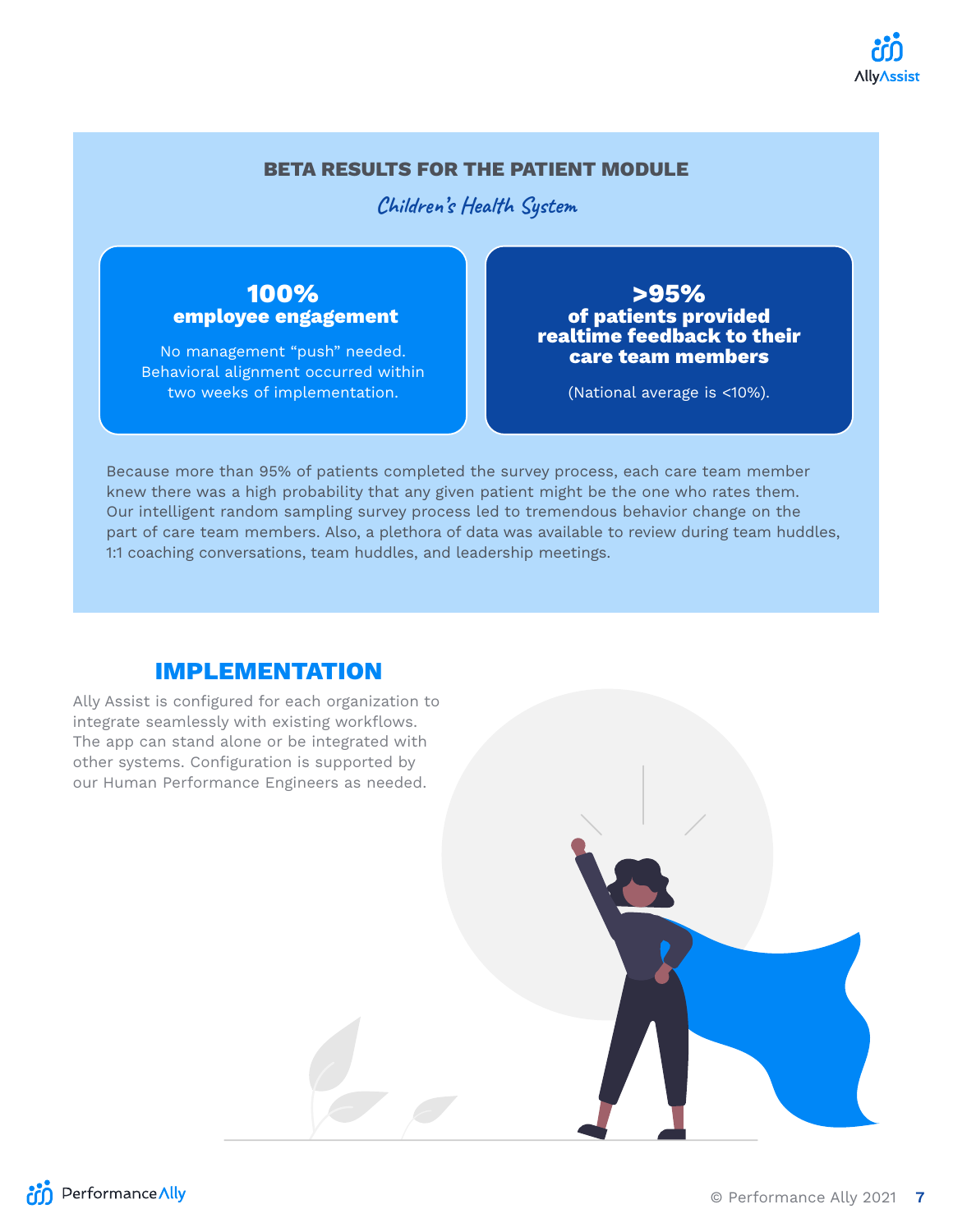## BETA RESULTS FOR THE PATIENT MODULE

*Children's Health System*

**100%**
**employee engagement**

No management "push" needed. Behavioral alignment occurred within two weeks of implementation.

**>95%**
**of patients provided realtime feedback to their care team members**

(National average is <10%).

Because more than 95% of patients completed the survey process, each care team member knew there was a high probability that any given patient might be the one who rates them. Our intelligent random sampling survey process led to tremendous behavior change on the part of care team members. Also, a plethora of data was available to review during team huddles, 1:1 coaching conversations, team huddles, and leadership meetings.

## IMPLEMENTATION

Ally Assist is configured for each organization to integrate seamlessly with existing workflows. The app can stand alone or be integrated with other systems. Configuration is supported by our Human Performance Engineers as needed.